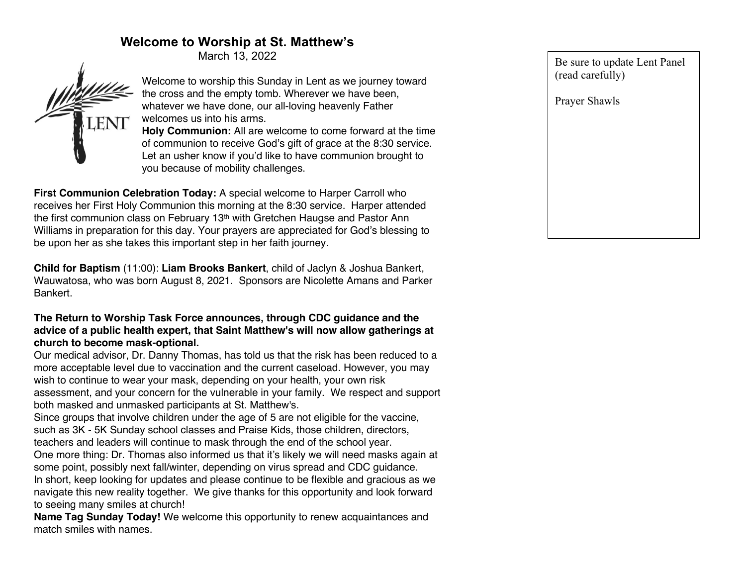# Welcome to Worship at St. Matthew's

March 13, 2022

Welcome to worship this Sunday in Lent as we journey toward the cross and the empty tomb. Wherever we have been, whatever we have done, our all-loving heavenly Father welcomes us into his arms.

**Holy Communion:** All are welcome to come forward at the time of communion to receive God's gift of grace at the 8:30 service. Let an usher know if you'd like to have communion brought to you because of mobility challenges.

**First Communion Celebration Today:** A special welcome to Harper Carroll who receives her First Holy Communion this morning at the 8:30 service. Harper attended the first communion class on February 13th with Gretchen Haugse and Pastor Ann Williams in preparation for this day. Your prayers are appreciated for God's blessing to be upon her as she takes this important step in her faith journey.

**Child for Baptism** (11:00): **Liam Brooks Bankert**, child of Jaclyn & Joshua Bankert, Wauwatosa, who was born August 8, 2021. Sponsors are Nicolette Amans and Parker Bankert.

**The Return to Worship Task Force announces, through CDC guidance and the advice of a public health expert, that Saint Matthew's will now allow gatherings at church to become mask-optional.**

Our medical advisor, Dr. Danny Thomas, has told us that the risk has been reduced to a more acceptable level due to vaccination and the current caseload. However, you may wish to continue to wear your mask, depending on your health, your own risk assessment, and your concern for the vulnerable in your family. We respect and support both masked and unmasked participants at St. Matthew's.

Since groups that involve children under the age of 5 are not eligible for the vaccine, such as 3K - 5K Sunday school classes and Praise Kids, those children, directors, teachers and leaders will continue to mask through the end of the school year.

One more thing: Dr. Thomas also informed us that it's likely we will need masks again at some point, possibly next fall/winter, depending on virus spread and CDC guidance.

In short, keep looking for updates and please continue to be flexible and gracious as we navigate this new reality together. We give thanks for this opportunity and look forward to seeing many smiles at church!

**Name Tag Sunday Today!** We welcome this opportunity to renew acquaintances and match smiles with names.

Be sure to update Lent Panel (read carefully)

Prayer Shawls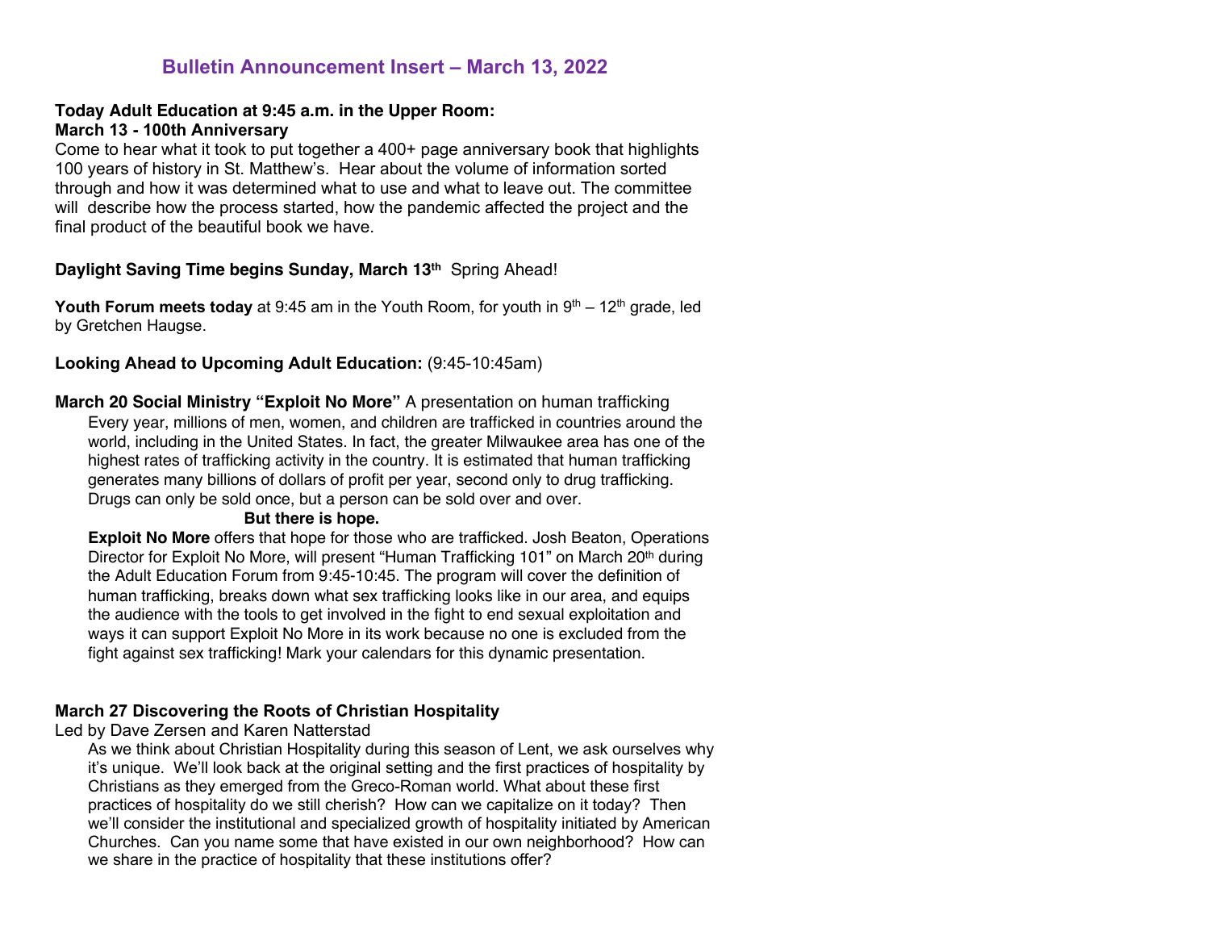# Bulletin Announcement Insert – March 13, 2022

**Today Adult Education at 9:45 a.m. in the Upper Room:**
**March 13 - 100th Anniversary**

Come to hear what it took to put together a 400+ page anniversary book that highlights 100 years of history in St. Matthew's. Hear about the volume of information sorted through and how it was determined what to use and what to leave out. The committee will describe how the process started, how the pandemic affected the project and the final product of the beautiful book we have.

**Daylight Saving Time begins Sunday, March 13th** Spring Ahead!

**Youth Forum meets today** at 9:45 am in the Youth Room, for youth in 9th – 12th grade, led by Gretchen Haugse.

**Looking Ahead to Upcoming Adult Education:** (9:45-10:45am)

**March 20 Social Ministry "Exploit No More"** A presentation on human trafficking

Every year, millions of men, women, and children are trafficked in countries around the world, including in the United States. In fact, the greater Milwaukee area has one of the highest rates of trafficking activity in the country. It is estimated that human trafficking generates many billions of dollars of profit per year, second only to drug trafficking. Drugs can only be sold once, but a person can be sold over and over.

**But there is hope.**

**Exploit No More** offers that hope for those who are trafficked. Josh Beaton, Operations Director for Exploit No More, will present "Human Trafficking 101" on March 20th during the Adult Education Forum from 9:45-10:45. The program will cover the definition of human trafficking, breaks down what sex trafficking looks like in our area, and equips the audience with the tools to get involved in the fight to end sexual exploitation and ways it can support Exploit No More in its work because no one is excluded from the fight against sex trafficking! Mark your calendars for this dynamic presentation.

**March 27 Discovering the Roots of Christian Hospitality**

Led by Dave Zersen and Karen Natterstad

As we think about Christian Hospitality during this season of Lent, we ask ourselves why it's unique. We'll look back at the original setting and the first practices of hospitality by Christians as they emerged from the Greco-Roman world. What about these first practices of hospitality do we still cherish? How can we capitalize on it today? Then we'll consider the institutional and specialized growth of hospitality initiated by American Churches. Can you name some that have existed in our own neighborhood? How can we share in the practice of hospitality that these institutions offer?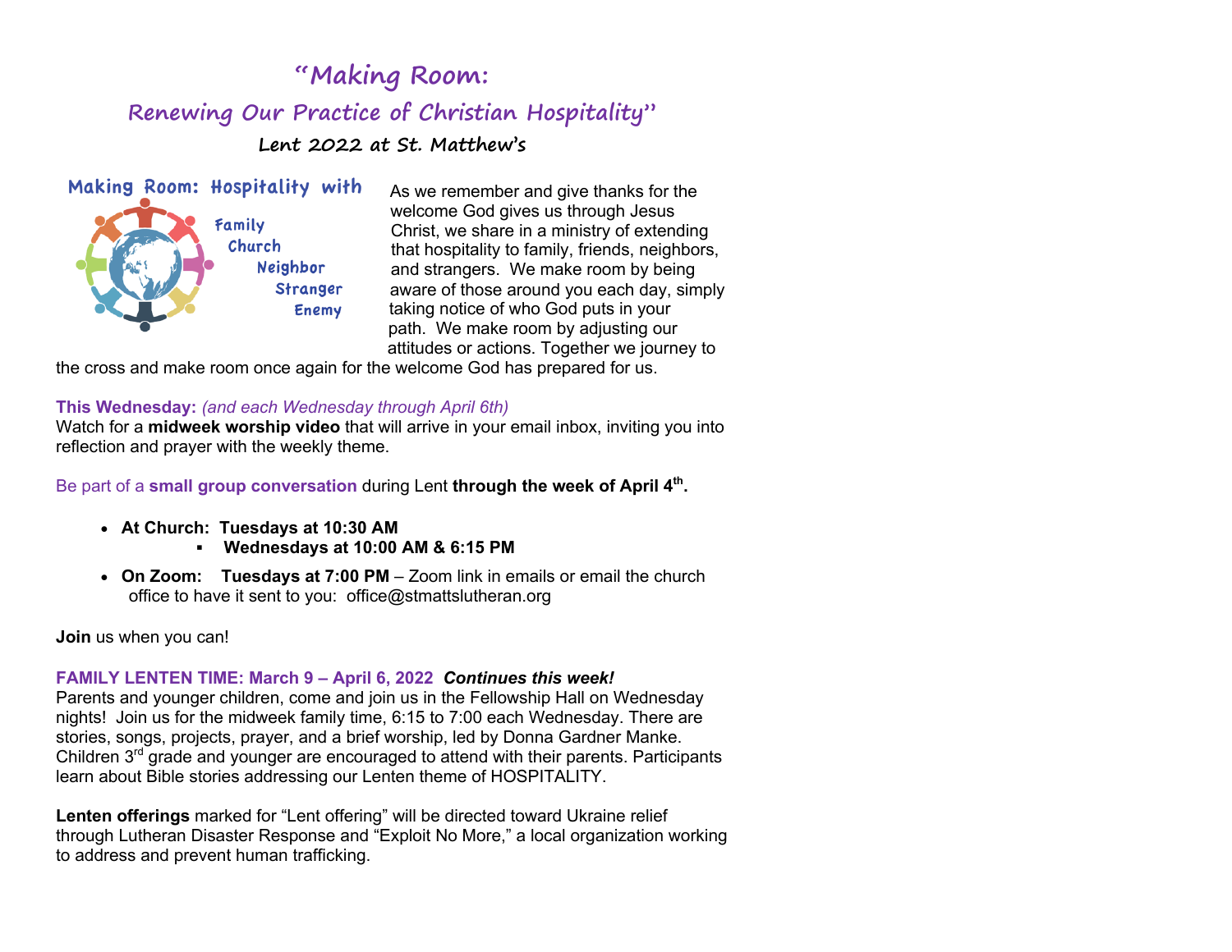# "Making Room:

## Renewing Our Practice of Christian Hospitality"

### Lent 2022 at St. Matthew's

Making Room: Hospitality with
Family
Church
Neighbor
Stranger
Enemy

As we remember and give thanks for the welcome God gives us through Jesus Christ, we share in a ministry of extending that hospitality to family, friends, neighbors, and strangers. We make room by being aware of those around you each day, simply taking notice of who God puts in your path. We make room by adjusting our attitudes or actions. Together we journey to the cross and make room once again for the welcome God has prepared for us.

**This Wednesday:** *(and each Wednesday through April 6th)*
Watch for a **midweek worship video** that will arrive in your email inbox, inviting you into reflection and prayer with the weekly theme.

Be part of a **small group conversation** during Lent **through the week of April 4th.**

- **At Church: Tuesdays at 10:30 AM**
  - **Wednesdays at 10:00 AM & 6:15 PM**
- **On Zoom: Tuesdays at 7:00 PM** – Zoom link in emails or email the church office to have it sent to you: office@stmattslutheran.org

**Join** us when you can!

**FAMILY LENTEN TIME: March 9 – April 6, 2022** ***Continues this week!***
Parents and younger children, come and join us in the Fellowship Hall on Wednesday nights! Join us for the midweek family time, 6:15 to 7:00 each Wednesday. There are stories, songs, projects, prayer, and a brief worship, led by Donna Gardner Manke. Children 3rd grade and younger are encouraged to attend with their parents. Participants learn about Bible stories addressing our Lenten theme of HOSPITALITY.

**Lenten offerings** marked for "Lent offering" will be directed toward Ukraine relief through Lutheran Disaster Response and "Exploit No More," a local organization working to address and prevent human trafficking.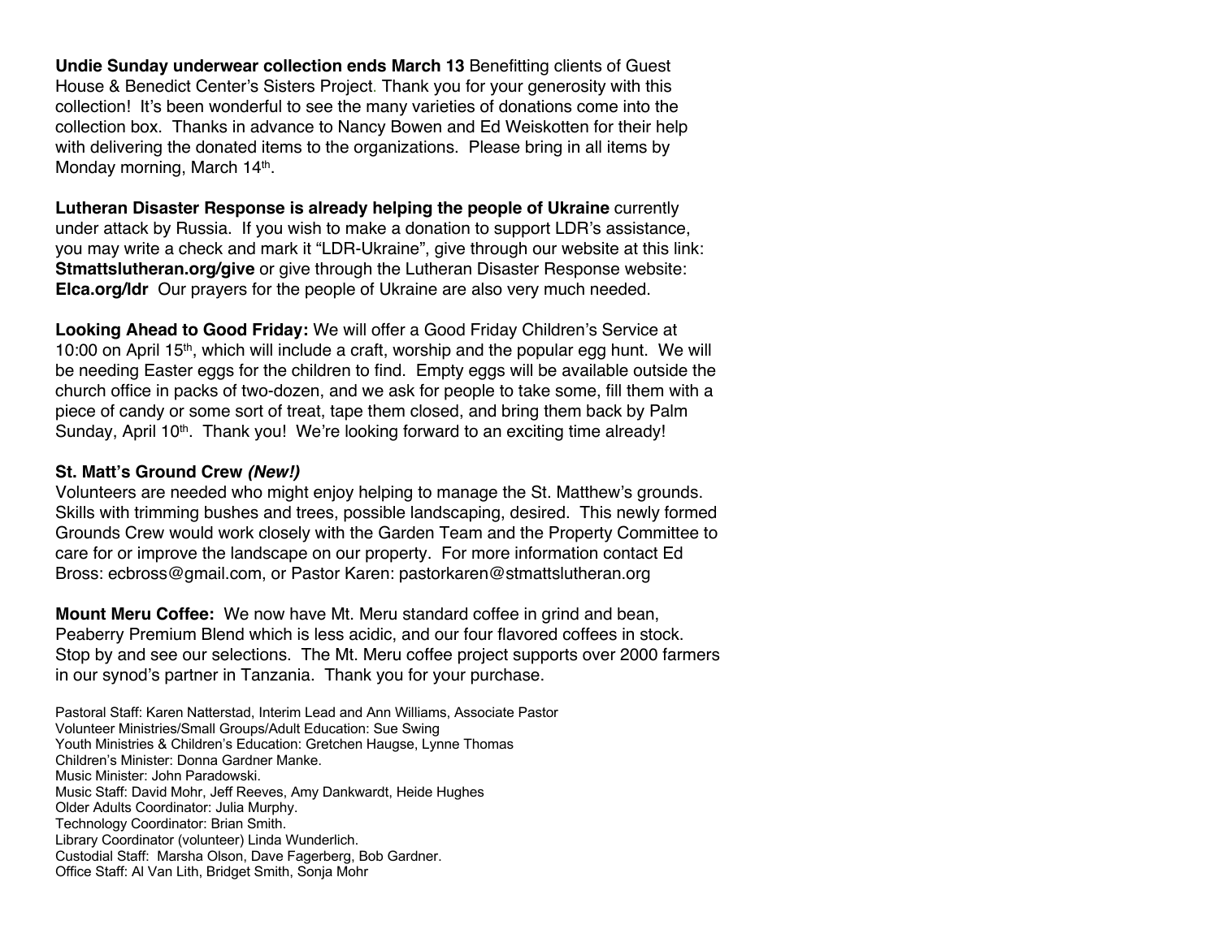**Undie Sunday underwear collection ends March 13** Benefitting clients of Guest House & Benedict Center's Sisters Project. Thank you for your generosity with this collection! It's been wonderful to see the many varieties of donations come into the collection box. Thanks in advance to Nancy Bowen and Ed Weiskotten for their help with delivering the donated items to the organizations. Please bring in all items by Monday morning, March 14th.

**Lutheran Disaster Response is already helping the people of Ukraine** currently under attack by Russia. If you wish to make a donation to support LDR's assistance, you may write a check and mark it "LDR-Ukraine", give through our website at this link: **Stmattslutheran.org/give** or give through the Lutheran Disaster Response website: **Elca.org/ldr** Our prayers for the people of Ukraine are also very much needed.

**Looking Ahead to Good Friday:** We will offer a Good Friday Children's Service at 10:00 on April 15th, which will include a craft, worship and the popular egg hunt. We will be needing Easter eggs for the children to find. Empty eggs will be available outside the church office in packs of two-dozen, and we ask for people to take some, fill them with a piece of candy or some sort of treat, tape them closed, and bring them back by Palm Sunday, April 10th. Thank you! We're looking forward to an exciting time already!

**St. Matt's Ground Crew *(New!)***

Volunteers are needed who might enjoy helping to manage the St. Matthew's grounds. Skills with trimming bushes and trees, possible landscaping, desired. This newly formed Grounds Crew would work closely with the Garden Team and the Property Committee to care for or improve the landscape on our property. For more information contact Ed Bross: ecbross@gmail.com, or Pastor Karen: pastorkaren@stmattslutheran.org

**Mount Meru Coffee:** We now have Mt. Meru standard coffee in grind and bean, Peaberry Premium Blend which is less acidic, and our four flavored coffees in stock. Stop by and see our selections. The Mt. Meru coffee project supports over 2000 farmers in our synod's partner in Tanzania. Thank you for your purchase.

Pastoral Staff: Karen Natterstad, Interim Lead and Ann Williams, Associate Pastor
Volunteer Ministries/Small Groups/Adult Education: Sue Swing
Youth Ministries & Children's Education: Gretchen Haugse, Lynne Thomas
Children's Minister: Donna Gardner Manke.
Music Minister: John Paradowski.
Music Staff: David Mohr, Jeff Reeves, Amy Dankwardt, Heide Hughes
Older Adults Coordinator: Julia Murphy.
Technology Coordinator: Brian Smith.
Library Coordinator (volunteer) Linda Wunderlich.
Custodial Staff: Marsha Olson, Dave Fagerberg, Bob Gardner.
Office Staff: Al Van Lith, Bridget Smith, Sonja Mohr